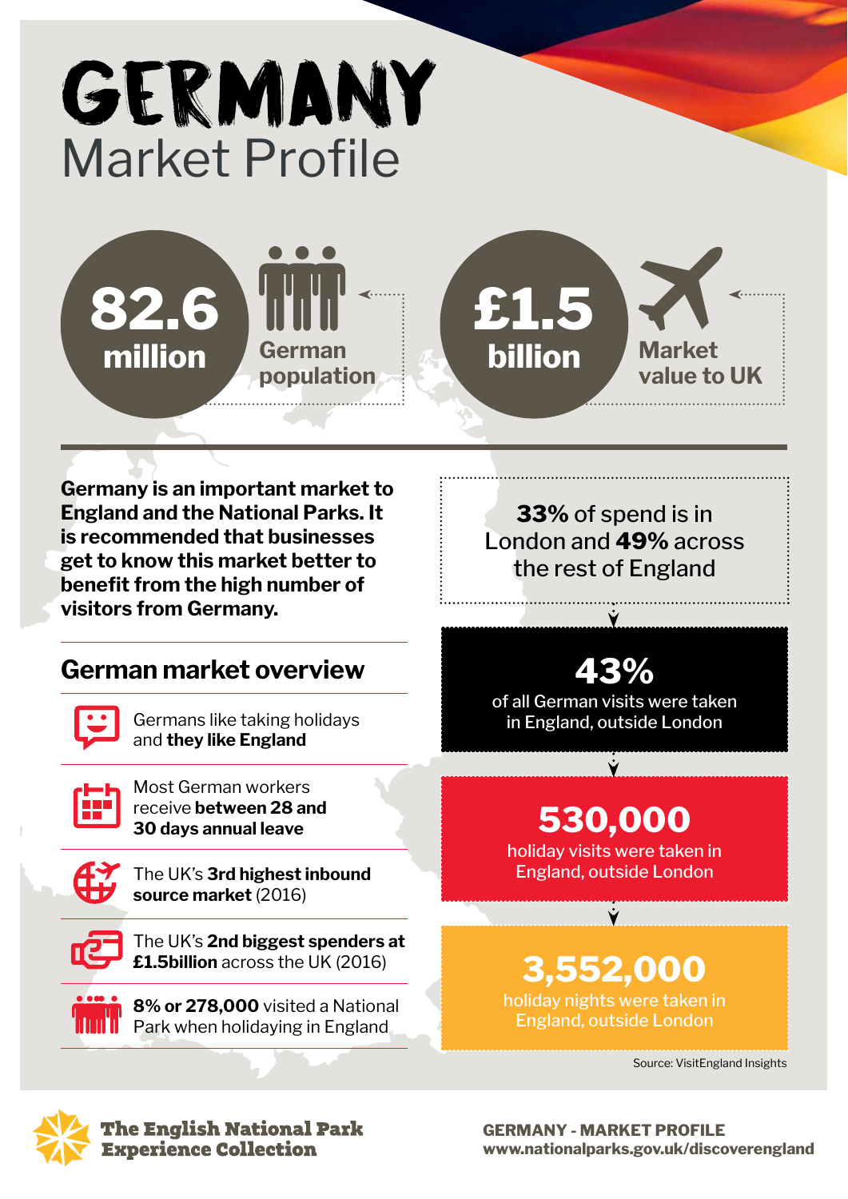# GERMANY
## Market Profile

**82.6 million** German population

**£1.5 billion** Market value to UK

**Germany is an important market to England and the National Parks. It is recommended that businesses get to know this market better to benefit from the high number of visitors from Germany.**

## German market overview

- Germans like taking holidays and **they like England**
- Most German workers receive **between 28 and 30 days annual leave**
- The UK's **3rd highest inbound source market** (2016)
- The UK's **2nd biggest spenders at £1.5billion** across the UK (2016)
- **8% or 278,000** visited a National Park when holidaying in England

**33%** of spend is in London and **49%** across the rest of England

**43%** of all German visits were taken in England, outside London

**530,000** holiday visits were taken in England, outside London

**3,552,000** holiday nights were taken in England, outside London

Source: VisitEngland Insights

The English National Park Experience Collection

GERMANY - MARKET PROFILE
www.nationalparks.gov.uk/discoverengland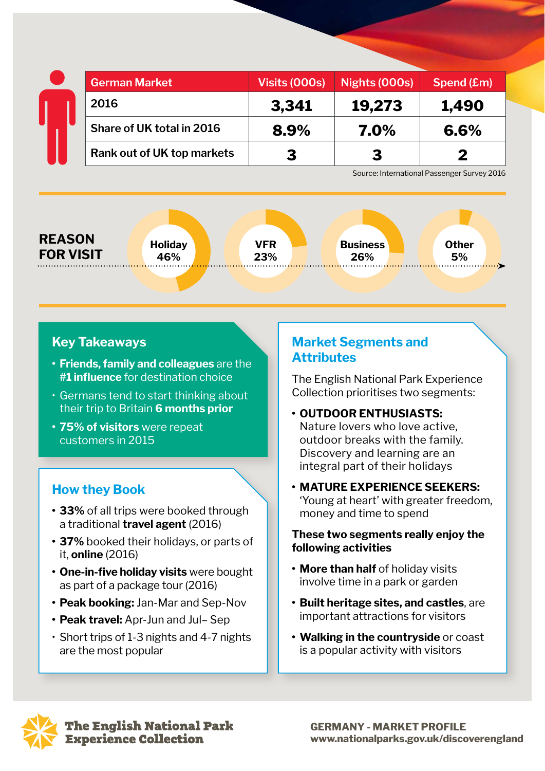| German Market | Visits (000s) | Nights (000s) | Spend (£m) |
|---|---|---|---|
| 2016 | 3,341 | 19,273 | 1,490 |
| Share of UK total in 2016 | 8.9% | 7.0% | 6.6% |
| Rank out of UK top markets | 3 | 3 | 2 |

Source: International Passenger Survey 2016

## REASON FOR VISIT

- Holiday 46%
- VFR 23%
- Business 26%
- Other 5%

## Key Takeaways

- **Friends, family and colleagues** are the **#1 influence** for destination choice
- Germans tend to start thinking about their trip to Britain **6 months prior**
- **75% of visitors** were repeat customers in 2015

## How they Book

- **33%** of all trips were booked through a traditional **travel agent** (2016)
- **37%** booked their holidays, or parts of it, **online** (2016)
- **One-in-five holiday visits** were bought as part of a package tour (2016)
- **Peak booking:** Jan-Mar and Sep-Nov
- **Peak travel:** Apr-Jun and Jul– Sep
- Short trips of 1-3 nights and 4-7 nights are the most popular

## Market Segments and Attributes

The English National Park Experience Collection prioritises two segments:

- **OUTDOOR ENTHUSIASTS:** Nature lovers who love active, outdoor breaks with the family. Discovery and learning are an integral part of their holidays
- **MATURE EXPERIENCE SEEKERS:** 'Young at heart' with greater freedom, money and time to spend

**These two segments really enjoy the following activities**

- **More than half** of holiday visits involve time in a park or garden
- **Built heritage sites, and castles**, are important attractions for visitors
- **Walking in the countryside** or coast is a popular activity with visitors

The English National Park Experience Collection

GERMANY - MARKET PROFILE
www.nationalparks.gov.uk/discoverengland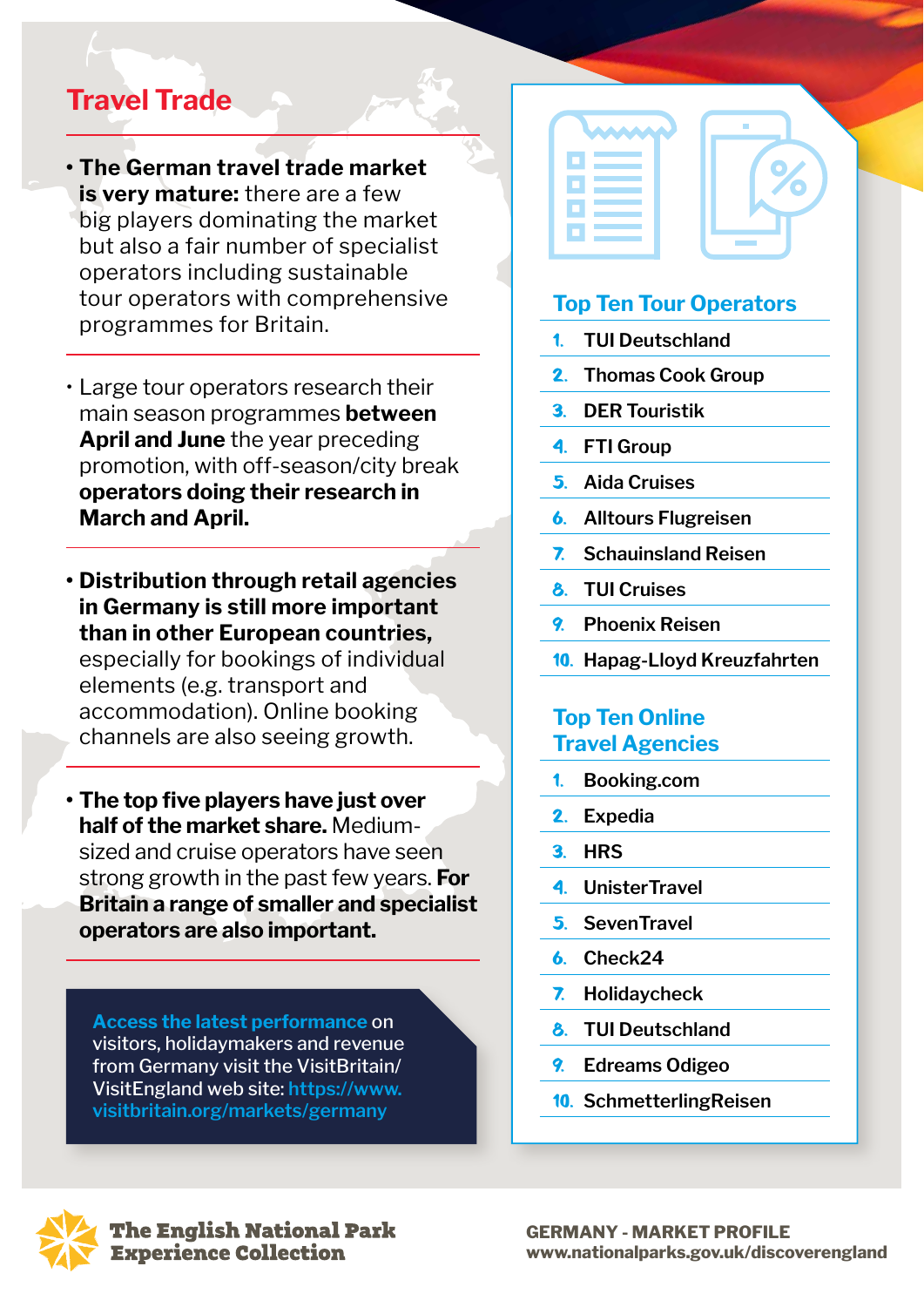## Travel Trade

- **The German travel trade market is very mature:** there are a few big players dominating the market but also a fair number of specialist operators including sustainable tour operators with comprehensive programmes for Britain.

- Large tour operators research their main season programmes **between April and June** the year preceding promotion, with off-season/city break **operators doing their research in March and April.**

- **Distribution through retail agencies in Germany is still more important than in other European countries,** especially for bookings of individual elements (e.g. transport and accommodation). Online booking channels are also seeing growth.

- **The top five players have just over half of the market share.** Medium-sized and cruise operators have seen strong growth in the past few years. **For Britain a range of smaller and specialist operators are also important.**

Access the latest performance on visitors, holidaymakers and revenue from Germany visit the VisitBritain/VisitEngland web site: https://www.visitbritain.org/markets/germany

### Top Ten Tour Operators

1. TUI Deutschland
2. Thomas Cook Group
3. DER Touristik
4. FTI Group
5. Aida Cruises
6. Alltours Flugreisen
7. Schauinsland Reisen
8. TUI Cruises
9. Phoenix Reisen
10. Hapag-Lloyd Kreuzfahrten

### Top Ten Online Travel Agencies

1. Booking.com
2. Expedia
3. HRS
4. UnisterTravel
5. SevenTravel
6. Check24
7. Holidaycheck
8. TUI Deutschland
9. Edreams Odigeo
10. SchmetterlingReisen

The English National Park Experience Collection

GERMANY - MARKET PROFILE
www.nationalparks.gov.uk/discoverengland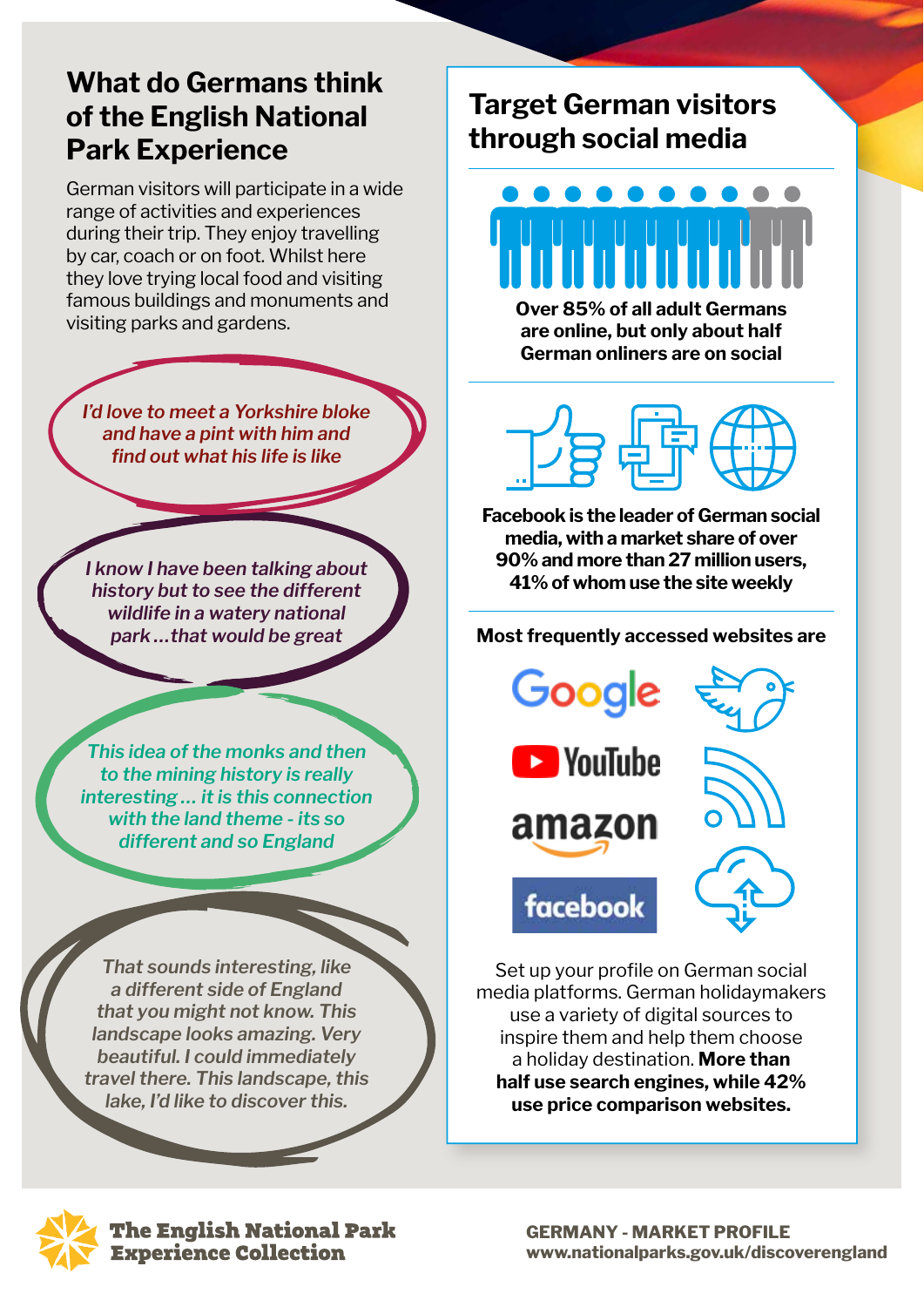## What do Germans think of the English National Park Experience

German visitors will participate in a wide range of activities and experiences during their trip. They enjoy travelling by car, coach or on foot. Whilst here they love trying local food and visiting famous buildings and monuments and visiting parks and gardens.

*I'd love to meet a Yorkshire bloke and have a pint with him and find out what his life is like*

*I know I have been talking about history but to see the different wildlife in a watery national park…that would be great*

*This idea of the monks and then to the mining history is really interesting… it is this connection with the land theme - its so different and so England*

*That sounds interesting, like a different side of England that you might not know. This landscape looks amazing. Very beautiful. I could immediately travel there. This landscape, this lake, I'd like to discover this.*

## Target German visitors through social media

**Over 85% of all adult Germans are online, but only about half German onliners are on social**

**Facebook is the leader of German social media, with a market share of over 90% and more than 27 million users, 41% of whom use the site weekly**

**Most frequently accessed websites are**

- Google
- YouTube
- amazon
- facebook

Set up your profile on German social media platforms. German holidaymakers use a variety of digital sources to inspire them and help them choose a holiday destination. **More than half use search engines, while 42% use price comparison websites.**

The English National Park Experience Collection

GERMANY - MARKET PROFILE
www.nationalparks.gov.uk/discoverengland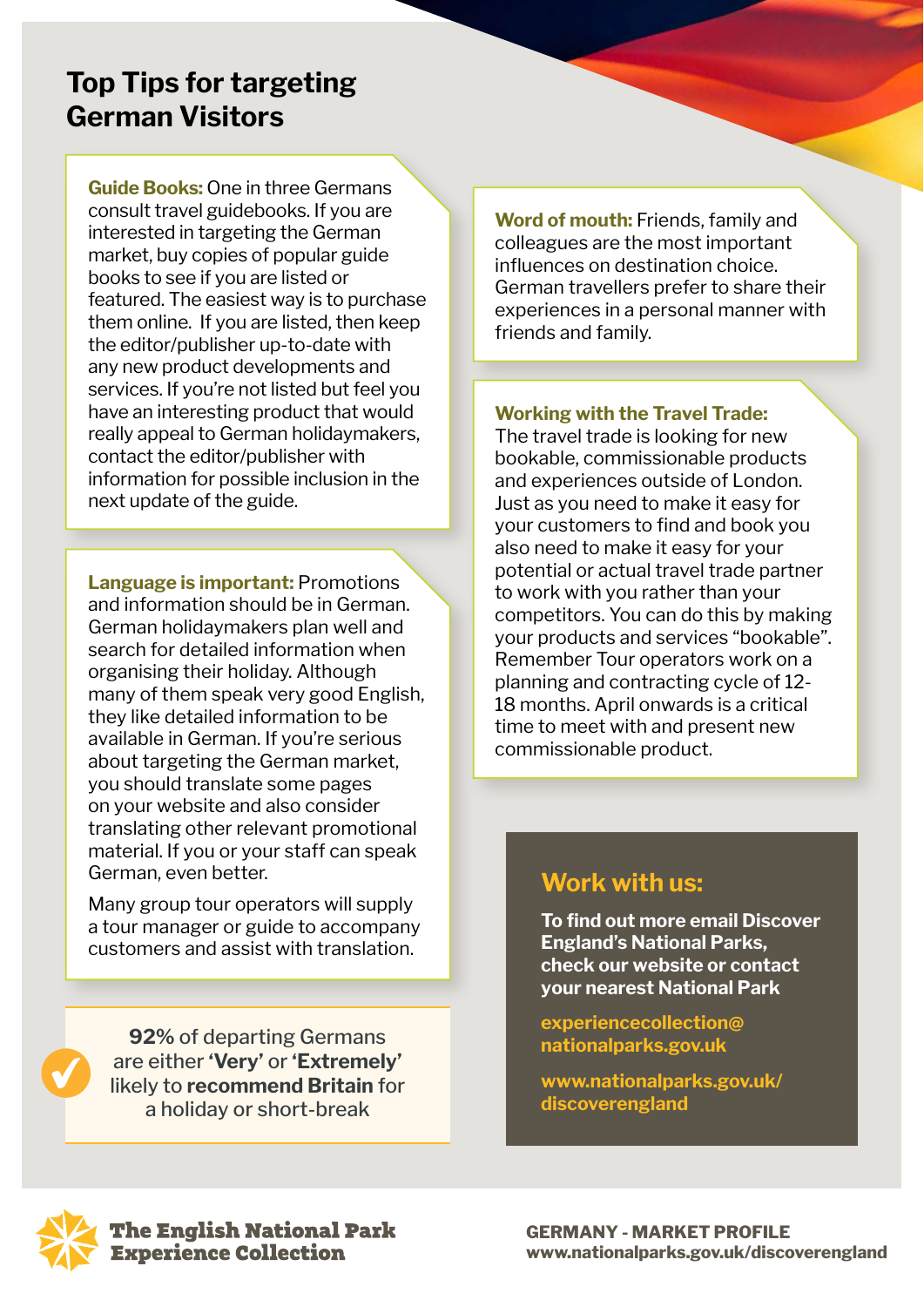# Top Tips for targeting German Visitors

**Guide Books:** One in three Germans consult travel guidebooks. If you are interested in targeting the German market, buy copies of popular guide books to see if you are listed or featured. The easiest way is to purchase them online. If you are listed, then keep the editor/publisher up-to-date with any new product developments and services. If you're not listed but feel you have an interesting product that would really appeal to German holidaymakers, contact the editor/publisher with information for possible inclusion in the next update of the guide.

**Language is important:** Promotions and information should be in German. German holidaymakers plan well and search for detailed information when organising their holiday. Although many of them speak very good English, they like detailed information to be available in German. If you're serious about targeting the German market, you should translate some pages on your website and also consider translating other relevant promotional material. If you or your staff can speak German, even better.

Many group tour operators will supply a tour manager or guide to accompany customers and assist with translation.

**92%** of departing Germans are either **'Very'** or **'Extremely'** likely to **recommend Britain** for a holiday or short-break

**Word of mouth:** Friends, family and colleagues are the most important influences on destination choice. German travellers prefer to share their experiences in a personal manner with friends and family.

**Working with the Travel Trade:** The travel trade is looking for new bookable, commissionable products and experiences outside of London. Just as you need to make it easy for your customers to find and book you also need to make it easy for your potential or actual travel trade partner to work with you rather than your competitors. You can do this by making your products and services "bookable". Remember Tour operators work on a planning and contracting cycle of 12-18 months. April onwards is a critical time to meet with and present new commissionable product.

## Work with us:

**To find out more email Discover England's National Parks, check our website or contact your nearest National Park**

**experiencecollection@nationalparks.gov.uk**

**www.nationalparks.gov.uk/discoverengland**

The English National Park Experience Collection

GERMANY - MARKET PROFILE
www.nationalparks.gov.uk/discoverengland